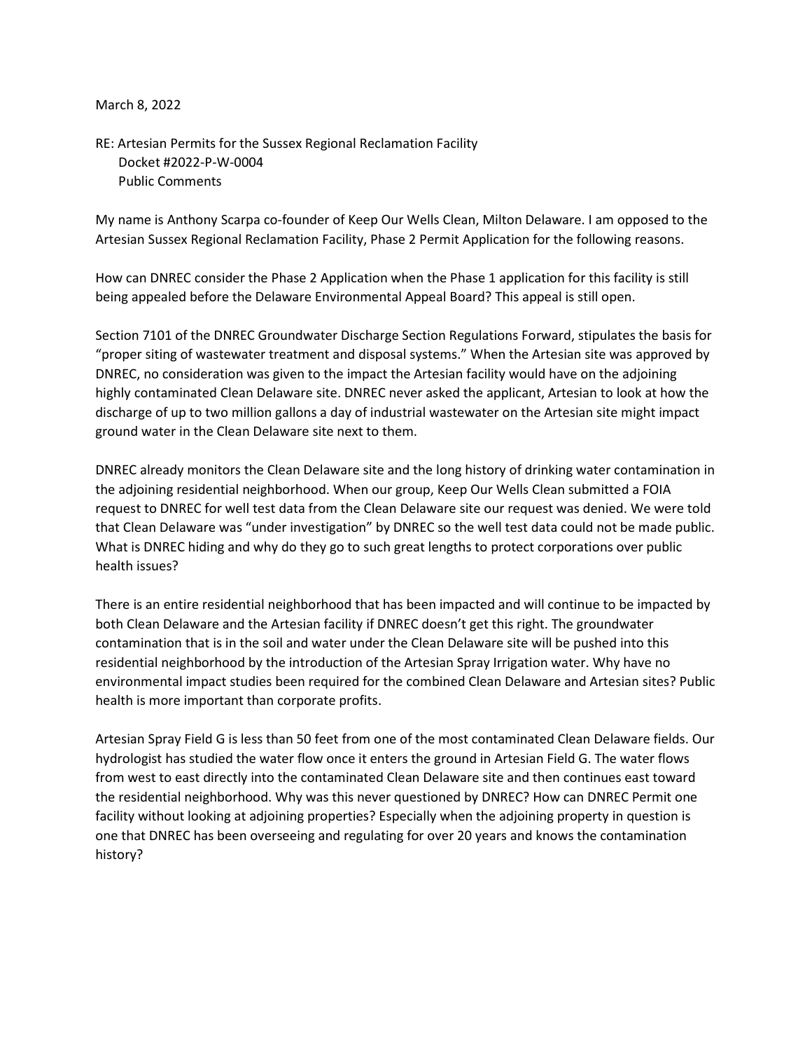March 8, 2022

RE: Artesian Permits for the Sussex Regional Reclamation Facility
Docket #2022-P-W-0004
Public Comments

My name is Anthony Scarpa co-founder of Keep Our Wells Clean, Milton Delaware. I am opposed to the Artesian Sussex Regional Reclamation Facility, Phase 2 Permit Application for the following reasons.

How can DNREC consider the Phase 2 Application when the Phase 1 application for this facility is still being appealed before the Delaware Environmental Appeal Board? This appeal is still open.

Section 7101 of the DNREC Groundwater Discharge Section Regulations Forward, stipulates the basis for "proper siting of wastewater treatment and disposal systems." When the Artesian site was approved by DNREC, no consideration was given to the impact the Artesian facility would have on the adjoining highly contaminated Clean Delaware site. DNREC never asked the applicant, Artesian to look at how the discharge of up to two million gallons a day of industrial wastewater on the Artesian site might impact ground water in the Clean Delaware site next to them.

DNREC already monitors the Clean Delaware site and the long history of drinking water contamination in the adjoining residential neighborhood. When our group, Keep Our Wells Clean submitted a FOIA request to DNREC for well test data from the Clean Delaware site our request was denied. We were told that Clean Delaware was "under investigation" by DNREC so the well test data could not be made public. What is DNREC hiding and why do they go to such great lengths to protect corporations over public health issues?

There is an entire residential neighborhood that has been impacted and will continue to be impacted by both Clean Delaware and the Artesian facility if DNREC doesn't get this right. The groundwater contamination that is in the soil and water under the Clean Delaware site will be pushed into this residential neighborhood by the introduction of the Artesian Spray Irrigation water. Why have no environmental impact studies been required for the combined Clean Delaware and Artesian sites? Public health is more important than corporate profits.

Artesian Spray Field G is less than 50 feet from one of the most contaminated Clean Delaware fields. Our hydrologist has studied the water flow once it enters the ground in Artesian Field G. The water flows from west to east directly into the contaminated Clean Delaware site and then continues east toward the residential neighborhood. Why was this never questioned by DNREC? How can DNREC Permit one facility without looking at adjoining properties? Especially when the adjoining property in question is one that DNREC has been overseeing and regulating for over 20 years and knows the contamination history?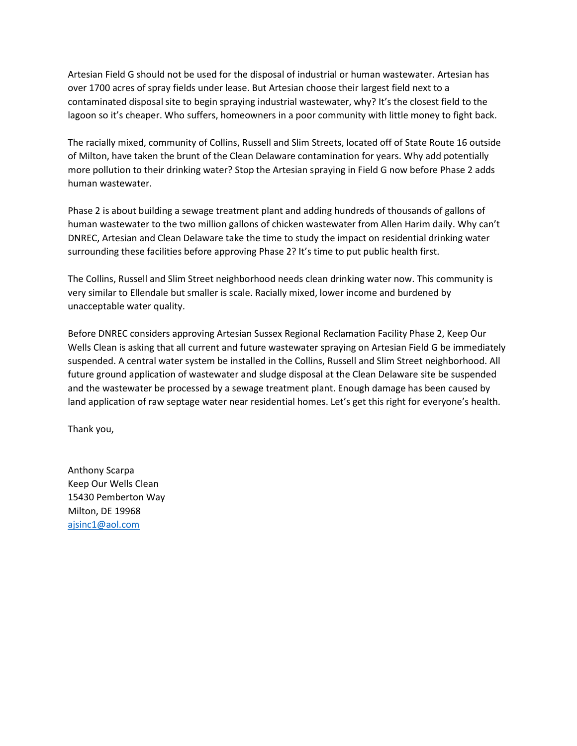Artesian Field G should not be used for the disposal of industrial or human wastewater. Artesian has over 1700 acres of spray fields under lease. But Artesian choose their largest field next to a contaminated disposal site to begin spraying industrial wastewater, why? It's the closest field to the lagoon so it's cheaper. Who suffers, homeowners in a poor community with little money to fight back.

The racially mixed, community of Collins, Russell and Slim Streets, located off of State Route 16 outside of Milton, have taken the brunt of the Clean Delaware contamination for years. Why add potentially more pollution to their drinking water? Stop the Artesian spraying in Field G now before Phase 2 adds human wastewater.

Phase 2 is about building a sewage treatment plant and adding hundreds of thousands of gallons of human wastewater to the two million gallons of chicken wastewater from Allen Harim daily. Why can't DNREC, Artesian and Clean Delaware take the time to study the impact on residential drinking water surrounding these facilities before approving Phase 2? It's time to put public health first.

The Collins, Russell and Slim Street neighborhood needs clean drinking water now. This community is very similar to Ellendale but smaller is scale. Racially mixed, lower income and burdened by unacceptable water quality.

Before DNREC considers approving Artesian Sussex Regional Reclamation Facility Phase 2, Keep Our Wells Clean is asking that all current and future wastewater spraying on Artesian Field G be immediately suspended. A central water system be installed in the Collins, Russell and Slim Street neighborhood. All future ground application of wastewater and sludge disposal at the Clean Delaware site be suspended and the wastewater be processed by a sewage treatment plant. Enough damage has been caused by land application of raw septage water near residential homes. Let's get this right for everyone's health.

Thank you,

Anthony Scarpa
Keep Our Wells Clean
15430 Pemberton Way
Milton, DE 19968
ajsinc1@aol.com